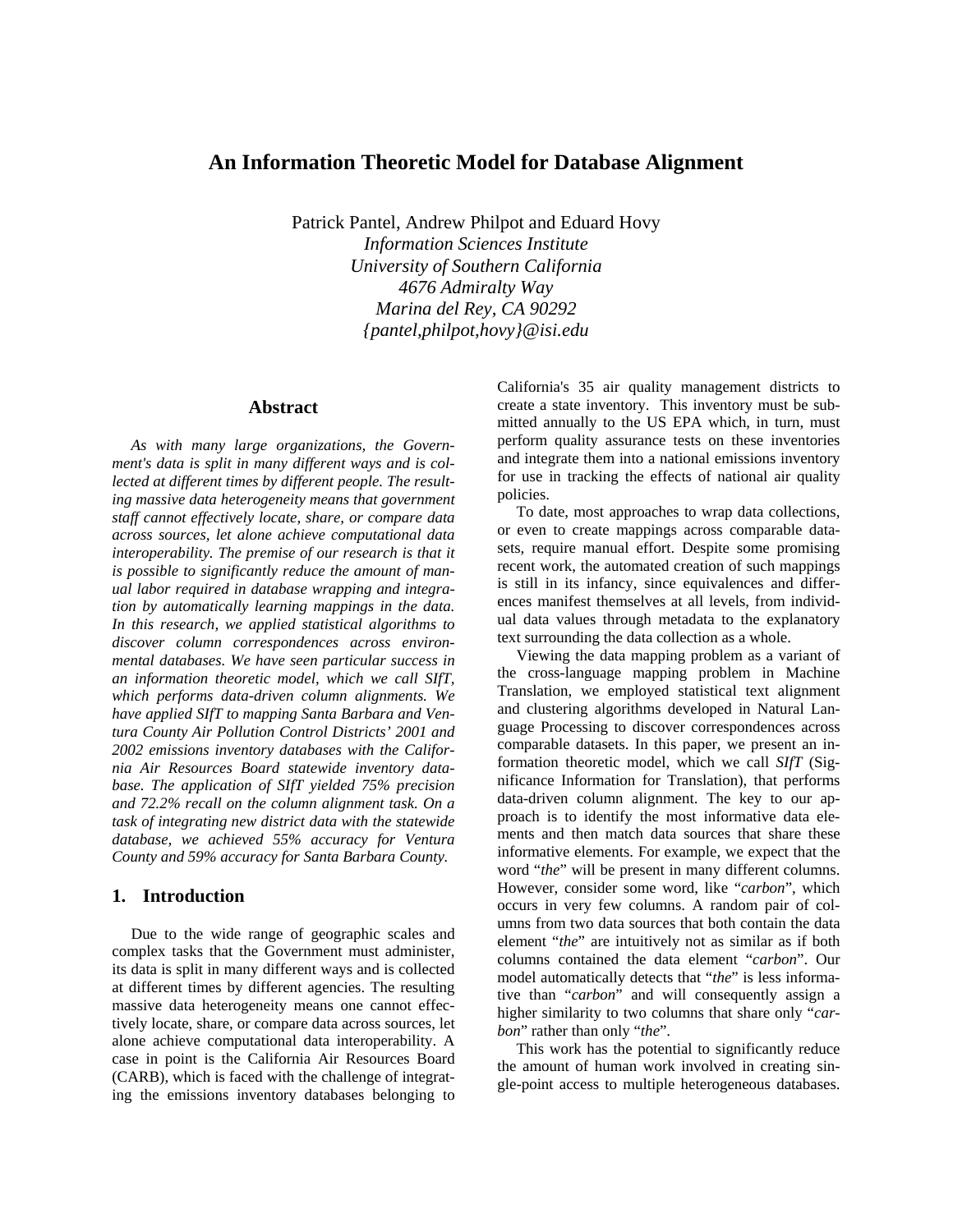# An Information Theoretic Model for Database Alignment

Patrick Pantel, Andrew Philpot and Eduard Hovy
*Information Sciences Institute*
*University of Southern California*
*4676 Admiralty Way*
*Marina del Rey, CA 90292*
*{pantel,philpot,hovy}@isi.edu*

## Abstract

*As with many large organizations, the Government's data is split in many different ways and is collected at different times by different people. The resulting massive data heterogeneity means that government staff cannot effectively locate, share, or compare data across sources, let alone achieve computational data interoperability. The premise of our research is that it is possible to significantly reduce the amount of manual labor required in database wrapping and integration by automatically learning mappings in the data. In this research, we applied statistical algorithms to discover column correspondences across environmental databases. We have seen particular success in an information theoretic model, which we call SIfT, which performs data-driven column alignments. We have applied SIfT to mapping Santa Barbara and Ventura County Air Pollution Control Districts' 2001 and 2002 emissions inventory databases with the California Air Resources Board statewide inventory database. The application of SIfT yielded 75% precision and 72.2% recall on the column alignment task. On a task of integrating new district data with the statewide database, we achieved 55% accuracy for Ventura County and 59% accuracy for Santa Barbara County.*

## 1. Introduction

Due to the wide range of geographic scales and complex tasks that the Government must administer, its data is split in many different ways and is collected at different times by different agencies. The resulting massive data heterogeneity means one cannot effectively locate, share, or compare data across sources, let alone achieve computational data interoperability. A case in point is the California Air Resources Board (CARB), which is faced with the challenge of integrating the emissions inventory databases belonging to California's 35 air quality management districts to create a state inventory. This inventory must be submitted annually to the US EPA which, in turn, must perform quality assurance tests on these inventories and integrate them into a national emissions inventory for use in tracking the effects of national air quality policies.

To date, most approaches to wrap data collections, or even to create mappings across comparable datasets, require manual effort. Despite some promising recent work, the automated creation of such mappings is still in its infancy, since equivalences and differences manifest themselves at all levels, from individual data values through metadata to the explanatory text surrounding the data collection as a whole.

Viewing the data mapping problem as a variant of the cross-language mapping problem in Machine Translation, we employed statistical text alignment and clustering algorithms developed in Natural Language Processing to discover correspondences across comparable datasets. In this paper, we present an information theoretic model, which we call *SIfT* (Significance Information for Translation), that performs data-driven column alignment. The key to our approach is to identify the most informative data elements and then match data sources that share these informative elements. For example, we expect that the word "*the*" will be present in many different columns. However, consider some word, like "*carbon*", which occurs in very few columns. A random pair of columns from two data sources that both contain the data element "*the*" are intuitively not as similar as if both columns contained the data element "*carbon*". Our model automatically detects that "*the*" is less informative than "*carbon*" and will consequently assign a higher similarity to two columns that share only "*carbon*" rather than only "*the*".

This work has the potential to significantly reduce the amount of human work involved in creating single-point access to multiple heterogeneous databases.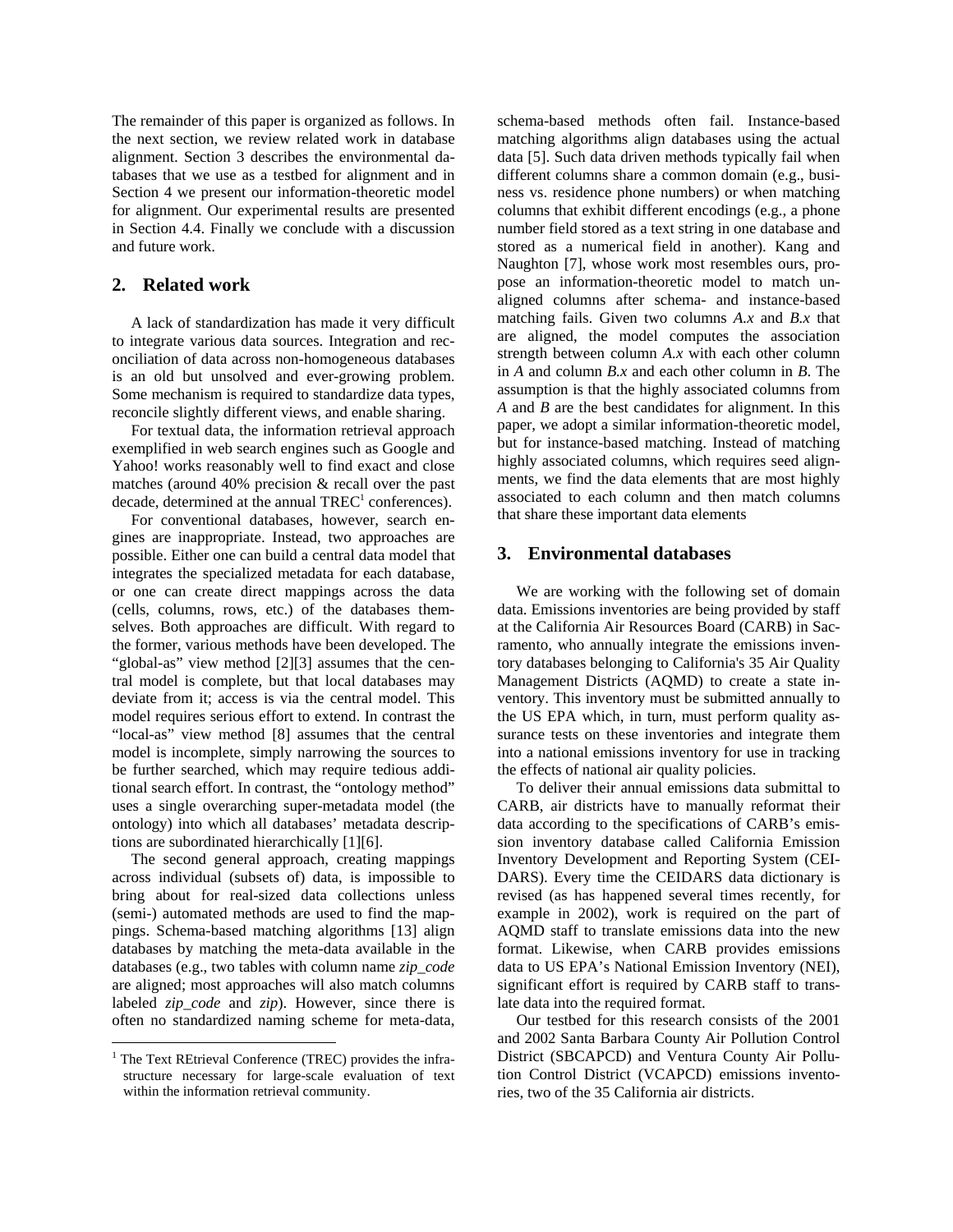The remainder of this paper is organized as follows. In the next section, we review related work in database alignment. Section 3 describes the environmental databases that we use as a testbed for alignment and in Section 4 we present our information-theoretic model for alignment. Our experimental results are presented in Section 4.4. Finally we conclude with a discussion and future work.

## 2. Related work

A lack of standardization has made it very difficult to integrate various data sources. Integration and reconciliation of data across non-homogeneous databases is an old but unsolved and ever-growing problem. Some mechanism is required to standardize data types, reconcile slightly different views, and enable sharing.

For textual data, the information retrieval approach exemplified in web search engines such as Google and Yahoo! works reasonably well to find exact and close matches (around 40% precision & recall over the past decade, determined at the annual TREC[1] conferences).

For conventional databases, however, search engines are inappropriate. Instead, two approaches are possible. Either one can build a central data model that integrates the specialized metadata for each database, or one can create direct mappings across the data (cells, columns, rows, etc.) of the databases themselves. Both approaches are difficult. With regard to the former, various methods have been developed. The "global-as" view method [2][3] assumes that the central model is complete, but that local databases may deviate from it; access is via the central model. This model requires serious effort to extend. In contrast the "local-as" view method [8] assumes that the central model is incomplete, simply narrowing the sources to be further searched, which may require tedious additional search effort. In contrast, the "ontology method" uses a single overarching super-metadata model (the ontology) into which all databases' metadata descriptions are subordinated hierarchically [1][6].

The second general approach, creating mappings across individual (subsets of) data, is impossible to bring about for real-sized data collections unless (semi-) automated methods are used to find the mappings. Schema-based matching algorithms [13] align databases by matching the meta-data available in the databases (e.g., two tables with column name *zip_code* are aligned; most approaches will also match columns labeled *zip_code* and *zip*). However, since there is often no standardized naming scheme for meta-data, schema-based methods often fail. Instance-based matching algorithms align databases using the actual data [5]. Such data driven methods typically fail when different columns share a common domain (e.g., business vs. residence phone numbers) or when matching columns that exhibit different encodings (e.g., a phone number field stored as a text string in one database and stored as a numerical field in another). Kang and Naughton [7], whose work most resembles ours, propose an information-theoretic model to match unaligned columns after schema- and instance-based matching fails. Given two columns *A.x* and *B.x* that are aligned, the model computes the association strength between column *A.x* with each other column in *A* and column *B.x* and each other column in *B*. The assumption is that the highly associated columns from *A* and *B* are the best candidates for alignment. In this paper, we adopt a similar information-theoretic model, but for instance-based matching. Instead of matching highly associated columns, which requires seed alignments, we find the data elements that are most highly associated to each column and then match columns that share these important data elements

## 3. Environmental databases

We are working with the following set of domain data. Emissions inventories are being provided by staff at the California Air Resources Board (CARB) in Sacramento, who annually integrate the emissions inventory databases belonging to California's 35 Air Quality Management Districts (AQMD) to create a state inventory. This inventory must be submitted annually to the US EPA which, in turn, must perform quality assurance tests on these inventories and integrate them into a national emissions inventory for use in tracking the effects of national air quality policies.

To deliver their annual emissions data submittal to CARB, air districts have to manually reformat their data according to the specifications of CARB's emission inventory database called California Emission Inventory Development and Reporting System (CEIDARS). Every time the CEIDARS data dictionary is revised (as has happened several times recently, for example in 2002), work is required on the part of AQMD staff to translate emissions data into the new format. Likewise, when CARB provides emissions data to US EPA's National Emission Inventory (NEI), significant effort is required by CARB staff to translate data into the required format.

Our testbed for this research consists of the 2001 and 2002 Santa Barbara County Air Pollution Control District (SBCAPCD) and Ventura County Air Pollution Control District (VCAPCD) emissions inventories, two of the 35 California air districts.

[1] The Text REtrieval Conference (TREC) provides the infrastructure necessary for large-scale evaluation of text within the information retrieval community.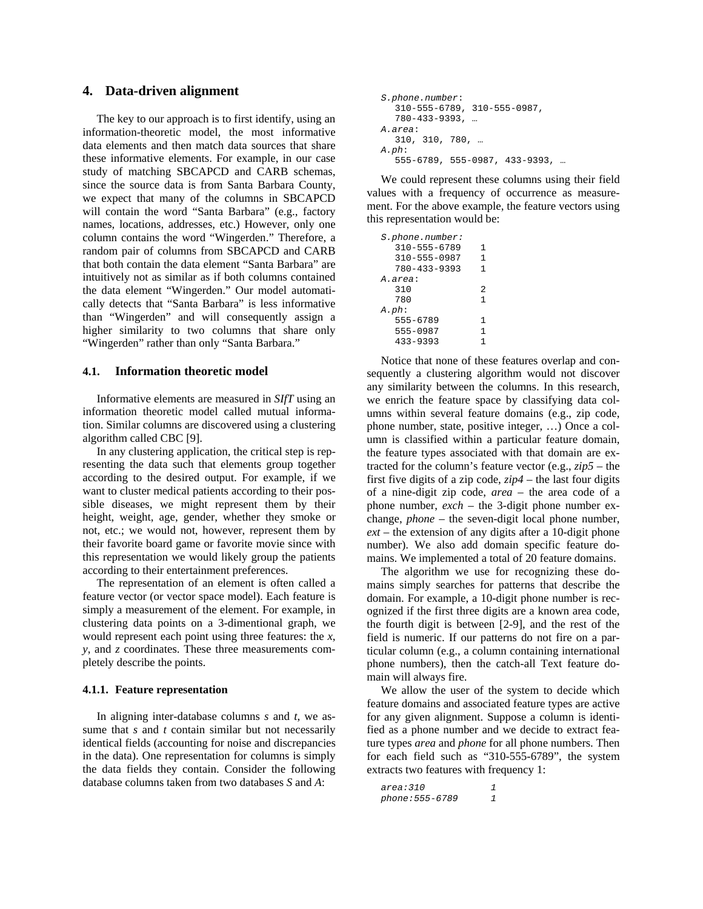## 4. Data-driven alignment

The key to our approach is to first identify, using an information-theoretic model, the most informative data elements and then match data sources that share these informative elements. For example, in our case study of matching SBCAPCD and CARB schemas, since the source data is from Santa Barbara County, we expect that many of the columns in SBCAPCD will contain the word "Santa Barbara" (e.g., factory names, locations, addresses, etc.) However, only one column contains the word "Wingerden." Therefore, a random pair of columns from SBCAPCD and CARB that both contain the data element "Santa Barbara" are intuitively not as similar as if both columns contained the data element "Wingerden." Our model automatically detects that "Santa Barbara" is less informative than "Wingerden" and will consequently assign a higher similarity to two columns that share only "Wingerden" rather than only "Santa Barbara."

### 4.1. Information theoretic model

Informative elements are measured in *SIfT* using an information theoretic model called mutual information. Similar columns are discovered using a clustering algorithm called CBC [9].

In any clustering application, the critical step is representing the data such that elements group together according to the desired output. For example, if we want to cluster medical patients according to their possible diseases, we might represent them by their height, weight, age, gender, whether they smoke or not, etc.; we would not, however, represent them by their favorite board game or favorite movie since with this representation we would likely group the patients according to their entertainment preferences.

The representation of an element is often called a feature vector (or vector space model). Each feature is simply a measurement of the element. For example, in clustering data points on a 3-dimentional graph, we would represent each point using three features: the *x*, *y*, and *z* coordinates. These three measurements completely describe the points.

#### 4.1.1. Feature representation

In aligning inter-database columns *s* and *t*, we assume that *s* and *t* contain similar but not necessarily identical fields (accounting for noise and discrepancies in the data). One representation for columns is simply the data fields they contain. Consider the following database columns taken from two databases *S* and *A*:

```
S.phone.number:
   310-555-6789, 310-555-0987,
   780-433-9393, …
A.area:
   310, 310, 780, …
A.ph:
   555-6789, 555-0987, 433-9393, …
```

We could represent these columns using their field values with a frequency of occurrence as measurement. For the above example, the feature vectors using this representation would be:

```
S.phone.number:
   310-555-6789   1
   310-555-0987   1
   780-433-9393   1
A.area:
   310            2
   780            1
A.ph:
   555-6789       1
   555-0987       1
   433-9393       1
```

Notice that none of these features overlap and consequently a clustering algorithm would not discover any similarity between the columns. In this research, we enrich the feature space by classifying data columns within several feature domains (e.g., zip code, phone number, state, positive integer, …) Once a column is classified within a particular feature domain, the feature types associated with that domain are extracted for the column's feature vector (e.g., *zip5* – the first five digits of a zip code, *zip4* – the last four digits of a nine-digit zip code, *area* – the area code of a phone number, *exch* – the 3-digit phone number exchange, *phone* – the seven-digit local phone number, *ext* – the extension of any digits after a 10-digit phone number). We also add domain specific feature domains. We implemented a total of 20 feature domains.

The algorithm we use for recognizing these domains simply searches for patterns that describe the domain. For example, a 10-digit phone number is recognized if the first three digits are a known area code, the fourth digit is between [2-9], and the rest of the field is numeric. If our patterns do not fire on a particular column (e.g., a column containing international phone numbers), then the catch-all Text feature domain will always fire.

We allow the user of the system to decide which feature domains and associated feature types are active for any given alignment. Suppose a column is identified as a phone number and we decide to extract feature types *area* and *phone* for all phone numbers. Then for each field such as "310-555-6789", the system extracts two features with frequency 1:

```
area:310          1
phone:555-6789    1
```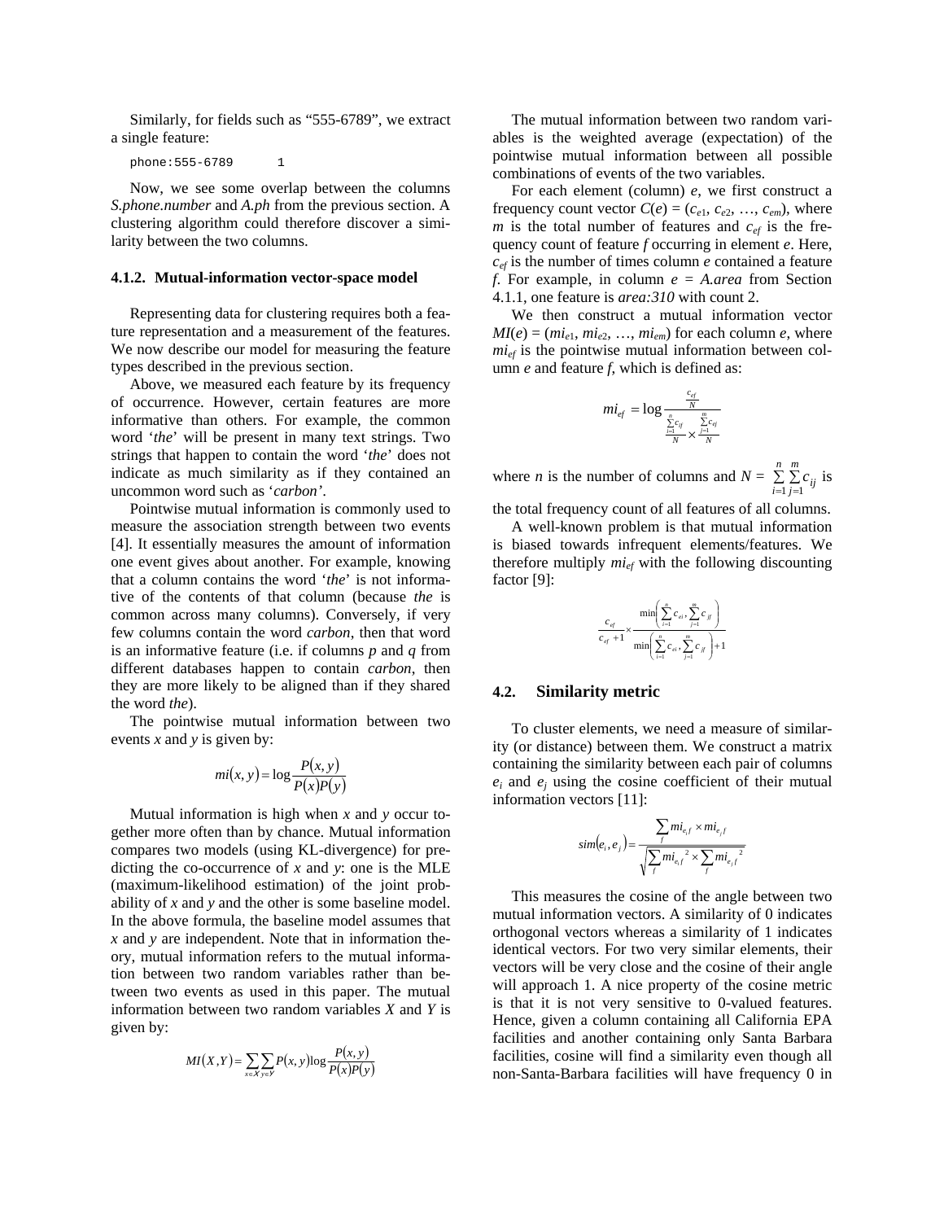Similarly, for fields such as "555-6789", we extract a single feature:

```
phone:555-6789      1
```

Now, we see some overlap between the columns *S.phone.number* and *A.ph* from the previous section. A clustering algorithm could therefore discover a similarity between the two columns.

#### 4.1.2. Mutual-information vector-space model

Representing data for clustering requires both a feature representation and a measurement of the features. We now describe our model for measuring the feature types described in the previous section.

Above, we measured each feature by its frequency of occurrence. However, certain features are more informative than others. For example, the common word '*the*' will be present in many text strings. Two strings that happen to contain the word '*the*' does not indicate as much similarity as if they contained an uncommon word such as '*carbon*'.

Pointwise mutual information is commonly used to measure the association strength between two events [4]. It essentially measures the amount of information one event gives about another. For example, knowing that a column contains the word '*the*' is not informative of the contents of that column (because *the* is common across many columns). Conversely, if very few columns contain the word *carbon*, then that word is an informative feature (i.e. if columns *p* and *q* from different databases happen to contain *carbon*, then they are more likely to be aligned than if they shared the word *the*).

The pointwise mutual information between two events *x* and *y* is given by:

$$mi(x,y) = \log \frac{P(x,y)}{P(x)P(y)}$$

Mutual information is high when *x* and *y* occur together more often than by chance. Mutual information compares two models (using KL-divergence) for predicting the co-occurrence of *x* and *y*: one is the MLE (maximum-likelihood estimation) of the joint probability of *x* and *y* and the other is some baseline model. In the above formula, the baseline model assumes that *x* and *y* are independent. Note that in information theory, mutual information refers to the mutual information between two random variables rather than between two events as used in this paper. The mutual information between two random variables *X* and *Y* is given by:

$$MI(X,Y) = \sum_{x \in X} \sum_{y \in Y} P(x,y) \log \frac{P(x,y)}{P(x)P(y)}$$

The mutual information between two random variables is the weighted average (expectation) of the pointwise mutual information between all possible combinations of events of the two variables.

For each element (column) *e*, we first construct a frequency count vector $C(e) = (c_{e1}, c_{e2}, \ldots, c_{em})$, where *m* is the total number of features and $c_{ef}$ is the frequency count of feature *f* occurring in element *e*. Here, $c_{ef}$ is the number of times column *e* contained a feature *f*. For example, in column *e* = *A.area* from Section 4.1.1, one feature is *area:310* with count 2.

We then construct a mutual information vector $MI(e) = (mi_{e1}, mi_{e2}, \ldots, mi_{em})$ for each column *e*, where $mi_{ef}$ is the pointwise mutual information between column *e* and feature *f*, which is defined as:

$$mi_{ef} = \log \frac{\frac{c_{ef}}{N}}{\frac{\sum_{i=1}^{n} c_{if}}{N} \times \frac{\sum_{j=1}^{m} c_{ej}}{N}}$$

where *n* is the number of columns and $N = \sum_{i=1}^{n} \sum_{j=1}^{m} c_{ij}$ is the total frequency count of all features of all columns.

A well-known problem is that mutual information is biased towards infrequent elements/features. We therefore multiply $mi_{ef}$ with the following discounting factor [9]:

$$\frac{c_{ef}}{c_{ef}+1} \times \frac{\min\left(\sum_{i=1}^{n} c_{ei}, \sum_{j=1}^{m} c_{jf}\right)}{\min\left(\sum_{i=1}^{n} c_{ei}, \sum_{j=1}^{m} c_{jf}\right) + 1}$$

### 4.2. Similarity metric

To cluster elements, we need a measure of similarity (or distance) between them. We construct a matrix containing the similarity between each pair of columns $e_i$ and $e_j$ using the cosine coefficient of their mutual information vectors [11]:

$$sim(e_i, e_j) = \frac{\sum_f mi_{e_i f} \times mi_{e_j f}}{\sqrt{\sum_f mi_{e_i f}^{\,2} \times \sum_f mi_{e_j f}^{\,2}}}$$

This measures the cosine of the angle between two mutual information vectors. A similarity of 0 indicates orthogonal vectors whereas a similarity of 1 indicates identical vectors. For two very similar elements, their vectors will be very close and the cosine of their angle will approach 1. A nice property of the cosine metric is that it is not very sensitive to 0-valued features. Hence, given a column containing all California EPA facilities and another containing only Santa Barbara facilities, cosine will find a similarity even though all non-Santa-Barbara facilities will have frequency 0 in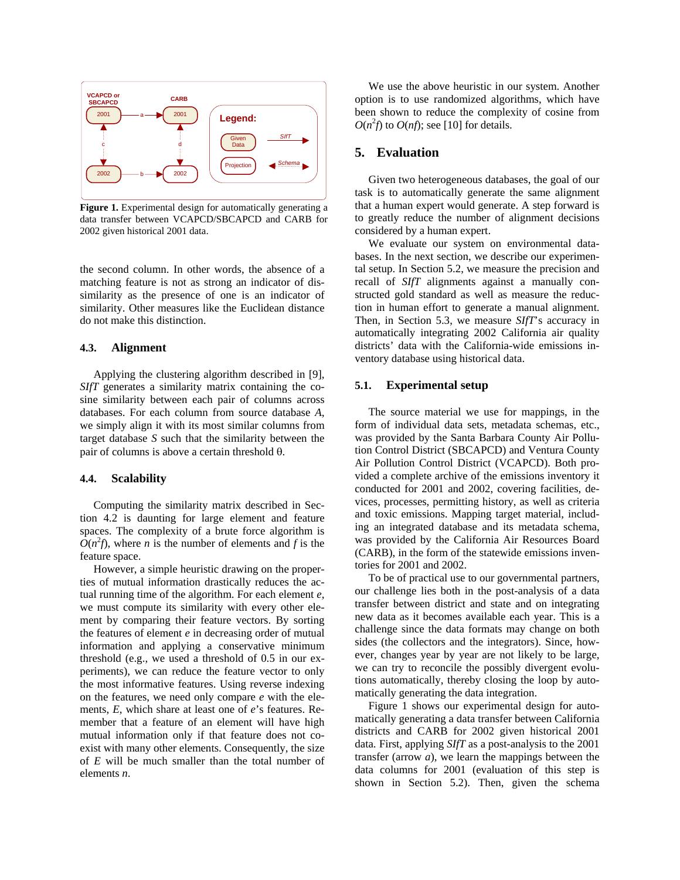VCAPCD or SBCAPCD

CARB

2001

a

2001

c

d

2002

b

2002

Legend:

Given Data

SIfT

Projection

Schema

**Figure 1.** Experimental design for automatically generating a data transfer between VCAPCD/SBCAPCD and CARB for 2002 given historical 2001 data.

the second column. In other words, the absence of a matching feature is not as strong an indicator of dissimilarity as the presence of one is an indicator of similarity. Other measures like the Euclidean distance do not make this distinction.

### 4.3. Alignment

Applying the clustering algorithm described in [9], *SIfT* generates a similarity matrix containing the cosine similarity between each pair of columns across databases. For each column from source database *A*, we simply align it with its most similar columns from target database *S* such that the similarity between the pair of columns is above a certain threshold θ.

### 4.4. Scalability

Computing the similarity matrix described in Section 4.2 is daunting for large element and feature spaces. The complexity of a brute force algorithm is $O(n^2f)$, where *n* is the number of elements and *f* is the feature space.

However, a simple heuristic drawing on the properties of mutual information drastically reduces the actual running time of the algorithm. For each element *e*, we must compute its similarity with every other element by comparing their feature vectors. By sorting the features of element *e* in decreasing order of mutual information and applying a conservative minimum threshold (e.g., we used a threshold of 0.5 in our experiments), we can reduce the feature vector to only the most informative features. Using reverse indexing on the features, we need only compare *e* with the elements, *E*, which share at least one of *e*'s features. Remember that a feature of an element will have high mutual information only if that feature does not co-exist with many other elements. Consequently, the size of *E* will be much smaller than the total number of elements *n*.

We use the above heuristic in our system. Another option is to use randomized algorithms, which have been shown to reduce the complexity of cosine from $O(n^2f)$ to $O(nf)$; see [10] for details.

## 5. Evaluation

Given two heterogeneous databases, the goal of our task is to automatically generate the same alignment that a human expert would generate. A step forward is to greatly reduce the number of alignment decisions considered by a human expert.

We evaluate our system on environmental databases. In the next section, we describe our experimental setup. In Section 5.2, we measure the precision and recall of *SIfT* alignments against a manually constructed gold standard as well as measure the reduction in human effort to generate a manual alignment. Then, in Section 5.3, we measure *SIfT*'s accuracy in automatically integrating 2002 California air quality districts' data with the California-wide emissions inventory database using historical data.

### 5.1. Experimental setup

The source material we use for mappings, in the form of individual data sets, metadata schemas, etc., was provided by the Santa Barbara County Air Pollution Control District (SBCAPCD) and Ventura County Air Pollution Control District (VCAPCD). Both provided a complete archive of the emissions inventory it conducted for 2001 and 2002, covering facilities, devices, processes, permitting history, as well as criteria and toxic emissions. Mapping target material, including an integrated database and its metadata schema, was provided by the California Air Resources Board (CARB), in the form of the statewide emissions inventories for 2001 and 2002.

To be of practical use to our governmental partners, our challenge lies both in the post-analysis of a data transfer between district and state and on integrating new data as it becomes available each year. This is a challenge since the data formats may change on both sides (the collectors and the integrators). Since, however, changes year by year are not likely to be large, we can try to reconcile the possibly divergent evolutions automatically, thereby closing the loop by automatically generating the data integration.

Figure 1 shows our experimental design for automatically generating a data transfer between California districts and CARB for 2002 given historical 2001 data. First, applying *SIfT* as a post-analysis to the 2001 transfer (arrow *a*), we learn the mappings between the data columns for 2001 (evaluation of this step is shown in Section 5.2). Then, given the schema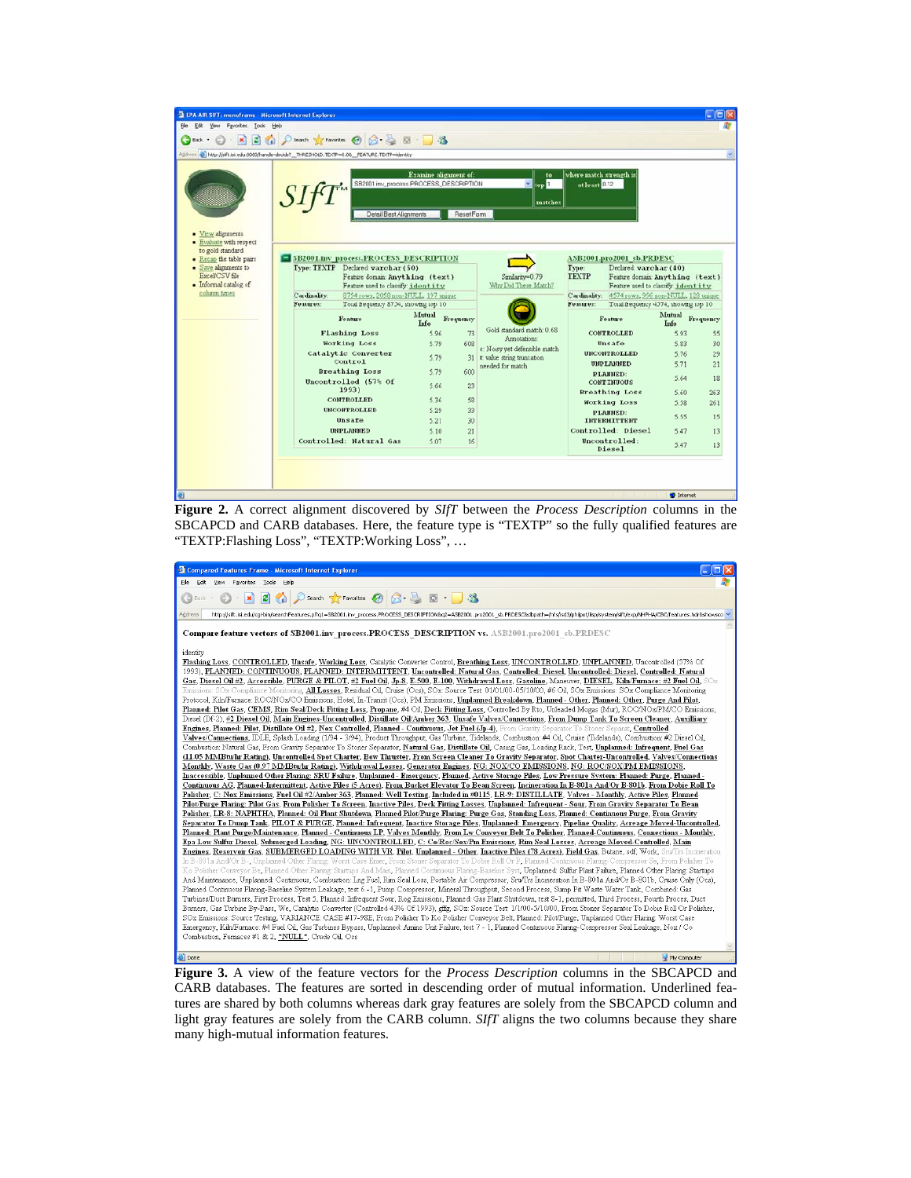**Figure 2.** A correct alignment discovered by *SIfT* between the *Process Description* columns in the SBCAPCD and CARB databases. Here, the feature type is "TEXTP" so the fully qualified features are "TEXTP:Flashing Loss", "TEXTP:Working Loss", …

**Figure 3.** A view of the feature vectors for the *Process Description* columns in the SBCAPCD and CARB databases. The features are sorted in descending order of mutual information. Underlined features are shared by both columns whereas dark gray features are solely from the SBCAPCD column and light gray features are solely from the CARB column. *SIfT* aligns the two columns because they share many high-mutual information features.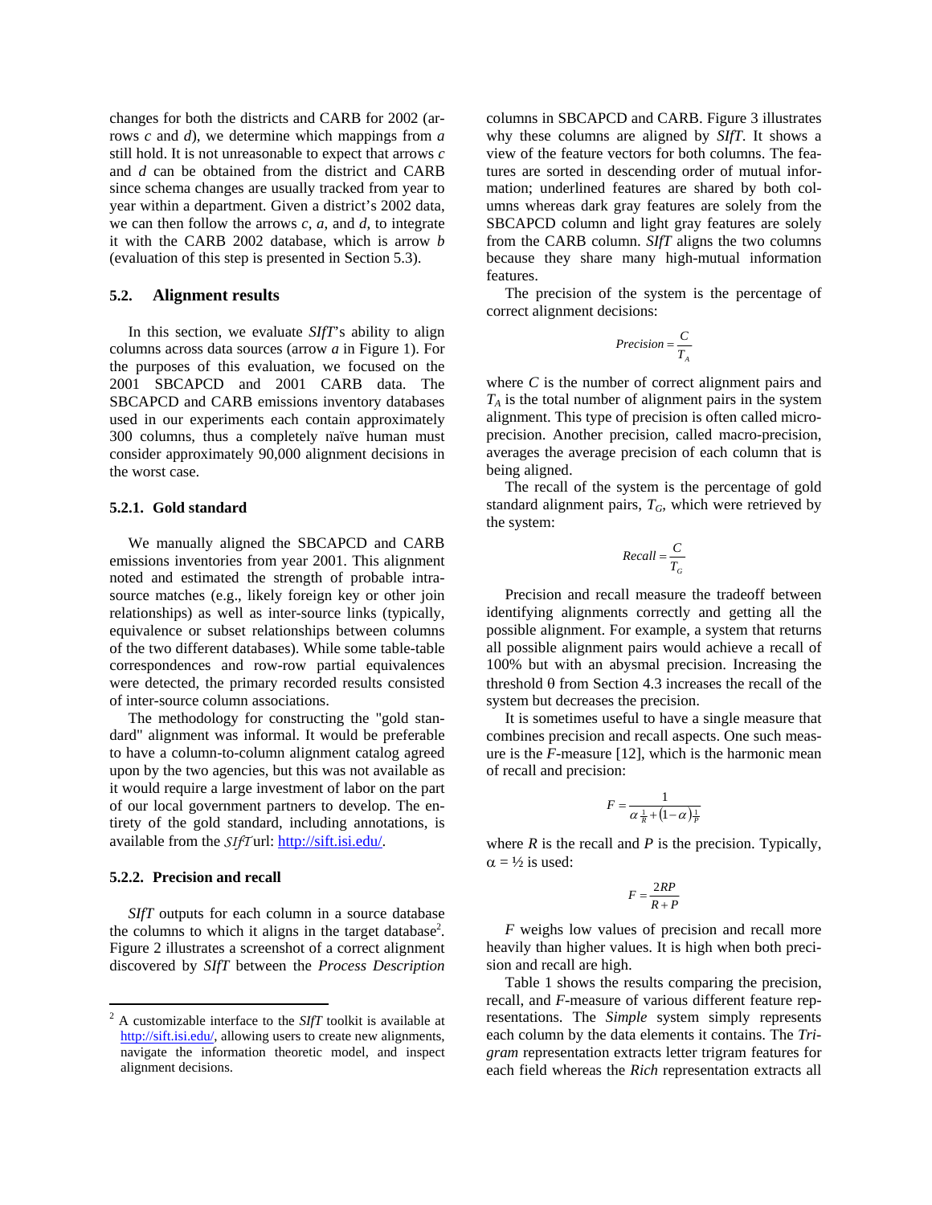changes for both the districts and CARB for 2002 (arrows *c* and *d*), we determine which mappings from *a* still hold. It is not unreasonable to expect that arrows *c* and *d* can be obtained from the district and CARB since schema changes are usually tracked from year to year within a department. Given a district's 2002 data, we can then follow the arrows *c*, *a*, and *d*, to integrate it with the CARB 2002 database, which is arrow *b* (evaluation of this step is presented in Section 5.3).

### 5.2. Alignment results

In this section, we evaluate *SIfT*'s ability to align columns across data sources (arrow *a* in Figure 1). For the purposes of this evaluation, we focused on the 2001 SBCAPCD and 2001 CARB data. The SBCAPCD and CARB emissions inventory databases used in our experiments each contain approximately 300 columns, thus a completely naïve human must consider approximately 90,000 alignment decisions in the worst case.

#### 5.2.1. Gold standard

We manually aligned the SBCAPCD and CARB emissions inventories from year 2001. This alignment noted and estimated the strength of probable intra-source matches (e.g., likely foreign key or other join relationships) as well as inter-source links (typically, equivalence or subset relationships between columns of the two different databases). While some table-table correspondences and row-row partial equivalences were detected, the primary recorded results consisted of inter-source column associations.

The methodology for constructing the "gold standard" alignment was informal. It would be preferable to have a column-to-column alignment catalog agreed upon by the two agencies, but this was not available as it would require a large investment of labor on the part of our local government partners to develop. The entirety of the gold standard, including annotations, is available from the *SIfT* url: http://sift.isi.edu/.

#### 5.2.2. Precision and recall

*SIfT* outputs for each column in a source database the columns to which it aligns in the target database[2]. Figure 2 illustrates a screenshot of a correct alignment discovered by *SIfT* between the *Process Description* columns in SBCAPCD and CARB. Figure 3 illustrates why these columns are aligned by *SIfT*. It shows a view of the feature vectors for both columns. The features are sorted in descending order of mutual information; underlined features are shared by both columns whereas dark gray features are solely from the SBCAPCD column and light gray features are solely from the CARB column. *SIfT* aligns the two columns because they share many high-mutual information features.

The precision of the system is the percentage of correct alignment decisions:

$$Precision = \frac{C}{T_A}$$

where $C$ is the number of correct alignment pairs and $T_A$ is the total number of alignment pairs in the system alignment. This type of precision is often called micro-precision. Another precision, called macro-precision, averages the average precision of each column that is being aligned.

The recall of the system is the percentage of gold standard alignment pairs, $T_G$, which were retrieved by the system:

$$Recall = \frac{C}{T_G}$$

Precision and recall measure the tradeoff between identifying alignments correctly and getting all the possible alignment. For example, a system that returns all possible alignment pairs would achieve a recall of 100% but with an abysmal precision. Increasing the threshold θ from Section 4.3 increases the recall of the system but decreases the precision.

It is sometimes useful to have a single measure that combines precision and recall aspects. One such measure is the *F*-measure [12], which is the harmonic mean of recall and precision:

$$F = \frac{1}{\alpha \frac{1}{R} + (1-\alpha)\frac{1}{P}}$$

where $R$ is the recall and $P$ is the precision. Typically, $\alpha = ½$ is used:

$$F = \frac{2RP}{R+P}$$

*F* weighs low values of precision and recall more heavily than higher values. It is high when both precision and recall are high.

Table 1 shows the results comparing the precision, recall, and *F*-measure of various different feature representations. The *Simple* system simply represents each column by the data elements it contains. The *Trigram* representation extracts letter trigram features for each field whereas the *Rich* representation extracts all

[2] A customizable interface to the *SIfT* toolkit is available at http://sift.isi.edu/, allowing users to create new alignments, navigate the information theoretic model, and inspect alignment decisions.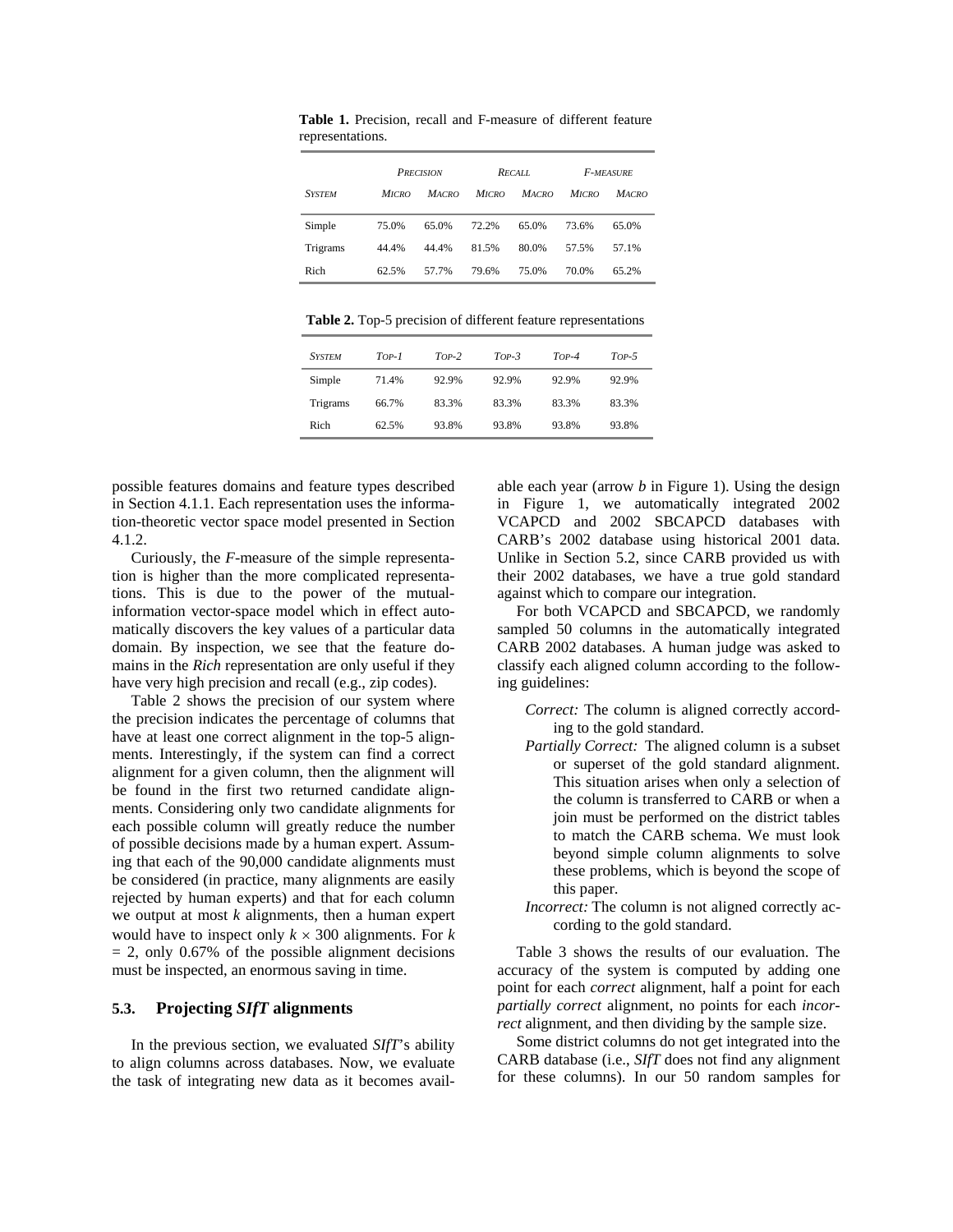**Table 1.** Precision, recall and F-measure of different feature representations.

| *System* | *Precision* | | *Recall* | | *F-measure* | |
|---|---|---|---|---|---|---|
| | *Micro* | *Macro* | *Micro* | *Macro* | *Micro* | *Macro* |
| Simple | 75.0% | 65.0% | 72.2% | 65.0% | 73.6% | 65.0% |
| Trigrams | 44.4% | 44.4% | 81.5% | 80.0% | 57.5% | 57.1% |
| Rich | 62.5% | 57.7% | 79.6% | 75.0% | 70.0% | 65.2% |

**Table 2.** Top-5 precision of different feature representations

| *System* | *Top-1* | *Top-2* | *Top-3* | *Top-4* | *Top-5* |
|---|---|---|---|---|---|
| Simple | 71.4% | 92.9% | 92.9% | 92.9% | 92.9% |
| Trigrams | 66.7% | 83.3% | 83.3% | 83.3% | 83.3% |
| Rich | 62.5% | 93.8% | 93.8% | 93.8% | 93.8% |

possible features domains and feature types described in Section 4.1.1. Each representation uses the information-theoretic vector space model presented in Section 4.1.2.

Curiously, the *F*-measure of the simple representation is higher than the more complicated representations. This is due to the power of the mutual-information vector-space model which in effect automatically discovers the key values of a particular data domain. By inspection, we see that the feature domains in the *Rich* representation are only useful if they have very high precision and recall (e.g., zip codes).

Table 2 shows the precision of our system where the precision indicates the percentage of columns that have at least one correct alignment in the top-5 alignments. Interestingly, if the system can find a correct alignment for a given column, then the alignment will be found in the first two returned candidate alignments. Considering only two candidate alignments for each possible column will greatly reduce the number of possible decisions made by a human expert. Assuming that each of the 90,000 candidate alignments must be considered (in practice, many alignments are easily rejected by human experts) and that for each column we output at most $k$ alignments, then a human expert would have to inspect only $k \times 300$ alignments. For $k = 2$, only 0.67% of the possible alignment decisions must be inspected, an enormous saving in time.

### 5.3. Projecting *SIfT* alignments

In the previous section, we evaluated *SIfT*'s ability to align columns across databases. Now, we evaluate the task of integrating new data as it becomes available each year (arrow *b* in Figure 1). Using the design in Figure 1, we automatically integrated 2002 VCAPCD and 2002 SBCAPCD databases with CARB's 2002 database using historical 2001 data. Unlike in Section 5.2, since CARB provided us with their 2002 databases, we have a true gold standard against which to compare our integration.

For both VCAPCD and SBCAPCD, we randomly sampled 50 columns in the automatically integrated CARB 2002 databases. A human judge was asked to classify each aligned column according to the following guidelines:

- *Correct:* The column is aligned correctly according to the gold standard.
- *Partially Correct:* The aligned column is a subset or superset of the gold standard alignment. This situation arises when only a selection of the column is transferred to CARB or when a join must be performed on the district tables to match the CARB schema. We must look beyond simple column alignments to solve these problems, which is beyond the scope of this paper.
- *Incorrect:* The column is not aligned correctly according to the gold standard.

Table 3 shows the results of our evaluation. The accuracy of the system is computed by adding one point for each *correct* alignment, half a point for each *partially correct* alignment, no points for each *incorrect* alignment, and then dividing by the sample size.

Some district columns do not get integrated into the CARB database (i.e., *SIfT* does not find any alignment for these columns). In our 50 random samples for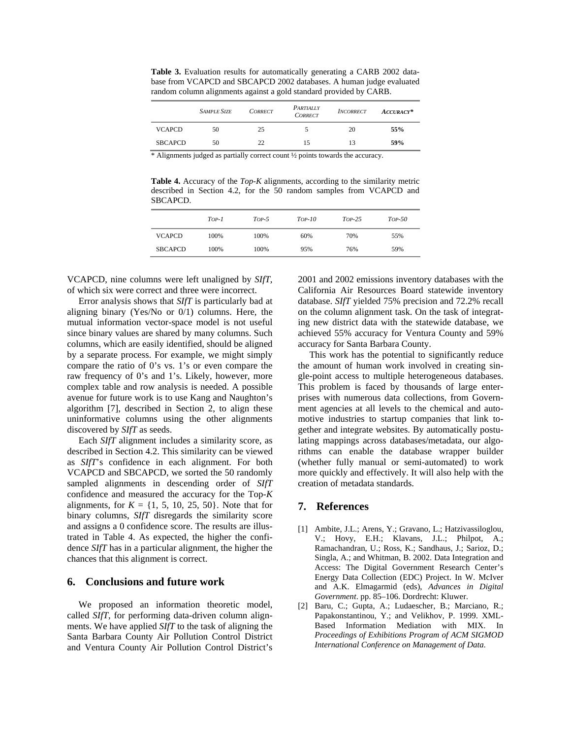**Table 3.** Evaluation results for automatically generating a CARB 2002 database from VCAPCD and SBCAPCD 2002 databases. A human judge evaluated random column alignments against a gold standard provided by CARB.

| | Sample Size | Correct | Partially Correct | Incorrect | **Accuracy*** |
|---|---|---|---|---|---|
| VCAPCD | 50 | 25 | 5 | 20 | **55%** |
| SBCAPCD | 50 | 22 | 15 | 13 | **59%** |

* Alignments judged as partially correct count ½ points towards the accuracy.

**Table 4.** Accuracy of the *Top-K* alignments, according to the similarity metric described in Section 4.2, for the 50 random samples from VCAPCD and SBCAPCD.

| | Top-1 | Top-5 | Top-10 | Top-25 | Top-50 |
|---|---|---|---|---|---|
| VCAPCD | 100% | 100% | 60% | 70% | 55% |
| SBCAPCD | 100% | 100% | 95% | 76% | 59% |

VCAPCD, nine columns were left unaligned by *SIfT*, of which six were correct and three were incorrect.

Error analysis shows that *SIfT* is particularly bad at aligning binary (Yes/No or 0/1) columns. Here, the mutual information vector-space model is not useful since binary values are shared by many columns. Such columns, which are easily identified, should be aligned by a separate process. For example, we might simply compare the ratio of 0's vs. 1's or even compare the raw frequency of 0's and 1's. Likely, however, more complex table and row analysis is needed. A possible avenue for future work is to use Kang and Naughton's algorithm [7], described in Section 2, to align these uninformative columns using the other alignments discovered by *SIfT* as seeds.

Each *SIfT* alignment includes a similarity score, as described in Section 4.2. This similarity can be viewed as *SIfT*'s confidence in each alignment. For both VCAPCD and SBCAPCD, we sorted the 50 randomly sampled alignments in descending order of *SIfT* confidence and measured the accuracy for the Top-$K$ alignments, for $K = \{1, 5, 10, 25, 50\}$. Note that for binary columns, *SIfT* disregards the similarity score and assigns a 0 confidence score. The results are illustrated in Table 4. As expected, the higher the confidence *SIfT* has in a particular alignment, the higher the chances that this alignment is correct.

## 6. Conclusions and future work

We proposed an information theoretic model, called *SIfT*, for performing data-driven column alignments. We have applied *SIfT* to the task of aligning the Santa Barbara County Air Pollution Control District and Ventura County Air Pollution Control District's 2001 and 2002 emissions inventory databases with the California Air Resources Board statewide inventory database. *SIfT* yielded 75% precision and 72.2% recall on the column alignment task. On the task of integrating new district data with the statewide database, we achieved 55% accuracy for Ventura County and 59% accuracy for Santa Barbara County.

This work has the potential to significantly reduce the amount of human work involved in creating single-point access to multiple heterogeneous databases. This problem is faced by thousands of large enterprises with numerous data collections, from Government agencies at all levels to the chemical and automotive industries to startup companies that link together and integrate websites. By automatically postulating mappings across databases/metadata, our algorithms can enable the database wrapper builder (whether fully manual or semi-automated) to work more quickly and effectively. It will also help with the creation of metadata standards.

## 7. References

[1] Ambite, J.L.; Arens, Y.; Gravano, L.; Hatzivassiloglou, V.; Hovy, E.H.; Klavans, J.L.; Philpot, A.; Ramachandran, U.; Ross, K.; Sandhaus, J.; Sarioz, D.; Singla, A.; and Whitman, B. 2002. Data Integration and Access: The Digital Government Research Center's Energy Data Collection (EDC) Project. In W. McIver and A.K. Elmagarmid (eds), *Advances in Digital Government*. pp. 85–106. Dordrecht: Kluwer.

[2] Baru, C.; Gupta, A.; Ludaescher, B.; Marciano, R.; Papakonstantinou, Y.; and Velikhov, P. 1999. XML-Based Information Mediation with MIX. In *Proceedings of Exhibitions Program of ACM SIGMOD International Conference on Management of Data.*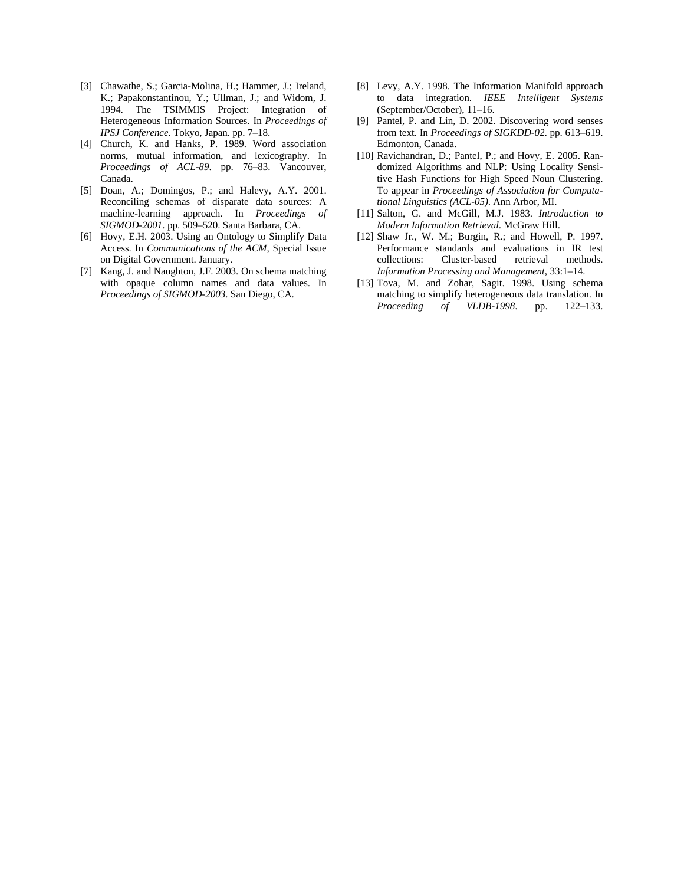[3] Chawathe, S.; Garcia-Molina, H.; Hammer, J.; Ireland, K.; Papakonstantinou, Y.; Ullman, J.; and Widom, J. 1994. The TSIMMIS Project: Integration of Heterogeneous Information Sources. In *Proceedings of IPSJ Conference*. Tokyo, Japan. pp. 7–18.

[4] Church, K. and Hanks, P. 1989. Word association norms, mutual information, and lexicography. In *Proceedings of ACL-89*. pp. 76–83. Vancouver, Canada.

[5] Doan, A.; Domingos, P.; and Halevy, A.Y. 2001. Reconciling schemas of disparate data sources: A machine-learning approach. In *Proceedings of SIGMOD-2001*. pp. 509–520. Santa Barbara, CA.

[6] Hovy, E.H. 2003. Using an Ontology to Simplify Data Access. In *Communications of the ACM*, Special Issue on Digital Government. January.

[7] Kang, J. and Naughton, J.F. 2003. On schema matching with opaque column names and data values. In *Proceedings of SIGMOD-2003*. San Diego, CA.

[8] Levy, A.Y. 1998. The Information Manifold approach to data integration. *IEEE Intelligent Systems* (September/October), 11–16.

[9] Pantel, P. and Lin, D. 2002. Discovering word senses from text. In *Proceedings of SIGKDD-02*. pp. 613–619. Edmonton, Canada.

[10] Ravichandran, D.; Pantel, P.; and Hovy, E. 2005. Randomized Algorithms and NLP: Using Locality Sensitive Hash Functions for High Speed Noun Clustering. To appear in *Proceedings of Association for Computational Linguistics (ACL-05)*. Ann Arbor, MI.

[11] Salton, G. and McGill, M.J. 1983. *Introduction to Modern Information Retrieval*. McGraw Hill.

[12] Shaw Jr., W. M.; Burgin, R.; and Howell, P. 1997. Performance standards and evaluations in IR test collections: Cluster-based retrieval methods. *Information Processing and Management*, 33:1–14.

[13] Tova, M. and Zohar, Sagit. 1998. Using schema matching to simplify heterogeneous data translation. In *Proceeding of VLDB-1998*. pp. 122–133.